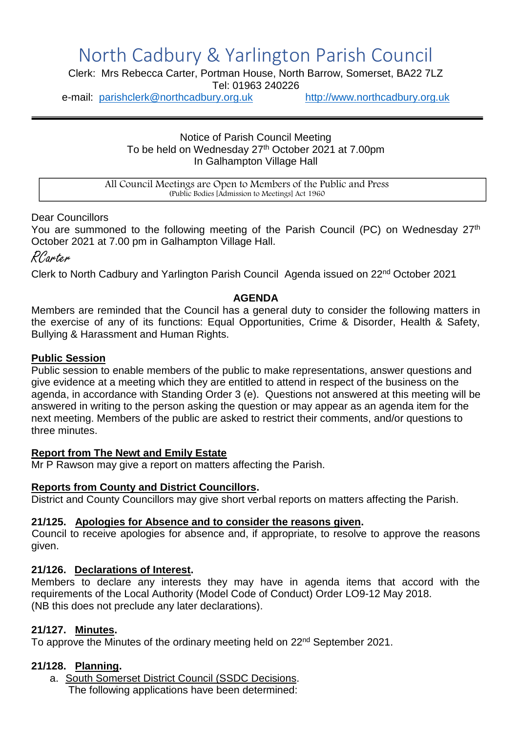# North Cadbury & Yarlington Parish Council

Clerk: Mrs Rebecca Carter, Portman House, North Barrow, Somerset, BA22 7LZ
Tel: 01963 240226
e-mail: parishclerk@northcadbury.org.uk http://www.northcadbury.org.uk

---

Notice of Parish Council Meeting
To be held on Wednesday 27th October 2021 at 7.00pm
In Galhampton Village Hall

All Council Meetings are Open to Members of the Public and Press
(Public Bodies [Admission to Meetings] Act 1960

Dear Councillors
You are summoned to the following meeting of the Parish Council (PC) on Wednesday 27th October 2021 at 7.00 pm in Galhampton Village Hall.

*RCarter*

Clerk to North Cadbury and Yarlington Parish Council Agenda issued on 22nd October 2021

## AGENDA

Members are reminded that the Council has a general duty to consider the following matters in the exercise of any of its functions: Equal Opportunities, Crime & Disorder, Health & Safety, Bullying & Harassment and Human Rights.

### Public Session

Public session to enable members of the public to make representations, answer questions and give evidence at a meeting which they are entitled to attend in respect of the business on the agenda, in accordance with Standing Order 3 (e). Questions not answered at this meeting will be answered in writing to the person asking the question or may appear as an agenda item for the next meeting. Members of the public are asked to restrict their comments, and/or questions to three minutes.

### Report from The Newt and Emily Estate

Mr P Rawson may give a report on matters affecting the Parish.

### Reports from County and District Councillors.

District and County Councillors may give short verbal reports on matters affecting the Parish.

### 21/125. Apologies for Absence and to consider the reasons given.

Council to receive apologies for absence and, if appropriate, to resolve to approve the reasons given.

### 21/126. Declarations of Interest.

Members to declare any interests they may have in agenda items that accord with the requirements of the Local Authority (Model Code of Conduct) Order LO9-12 May 2018.
(NB this does not preclude any later declarations).

### 21/127. Minutes.

To approve the Minutes of the ordinary meeting held on 22nd September 2021.

### 21/128. Planning.

a. South Somerset District Council (SSDC Decisions.
 The following applications have been determined: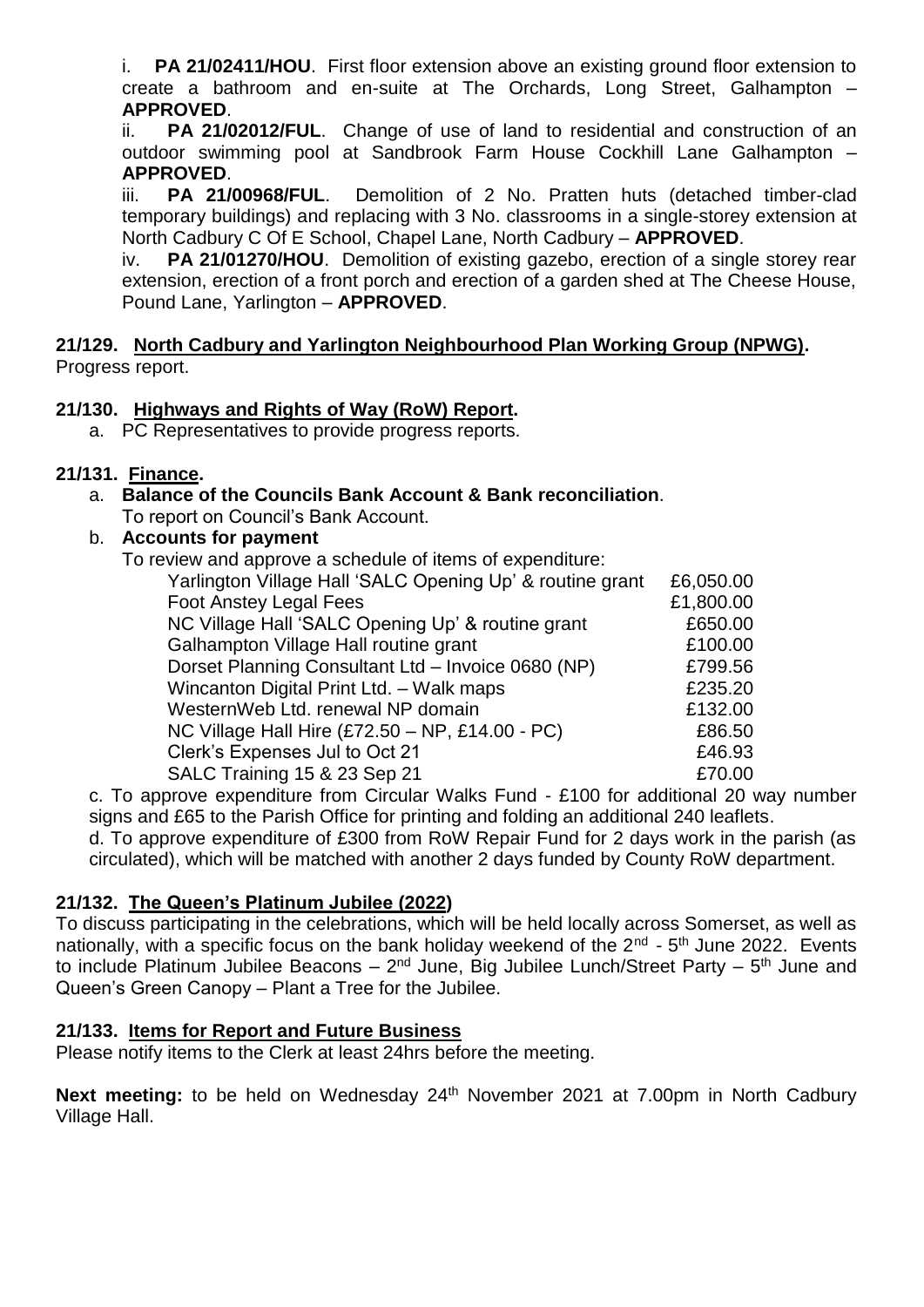i. **PA 21/02411/HOU**. First floor extension above an existing ground floor extension to create a bathroom and en-suite at The Orchards, Long Street, Galhampton – **APPROVED**.

ii. **PA 21/02012/FUL**. Change of use of land to residential and construction of an outdoor swimming pool at Sandbrook Farm House Cockhill Lane Galhampton – **APPROVED**.

iii. **PA 21/00968/FUL**. Demolition of 2 No. Pratten huts (detached timber-clad temporary buildings) and replacing with 3 No. classrooms in a single-storey extension at North Cadbury C Of E School, Chapel Lane, North Cadbury – **APPROVED**.

iv. **PA 21/01270/HOU**. Demolition of existing gazebo, erection of a single storey rear extension, erection of a front porch and erection of a garden shed at The Cheese House, Pound Lane, Yarlington – **APPROVED**.

**21/129. North Cadbury and Yarlington Neighbourhood Plan Working Group (NPWG).**
Progress report.

**21/130. Highways and Rights of Way (RoW) Report.**

a. PC Representatives to provide progress reports.

**21/131. Finance.**

a. **Balance of the Councils Bank Account & Bank reconciliation**.
To report on Council's Bank Account.

b. **Accounts for payment**
To review and approve a schedule of items of expenditure:

| | |
|---|---|
| Yarlington Village Hall 'SALC Opening Up' & routine grant | £6,050.00 |
| Foot Anstey Legal Fees | £1,800.00 |
| NC Village Hall 'SALC Opening Up' & routine grant | £650.00 |
| Galhampton Village Hall routine grant | £100.00 |
| Dorset Planning Consultant Ltd – Invoice 0680 (NP) | £799.56 |
| Wincanton Digital Print Ltd. – Walk maps | £235.20 |
| WesternWeb Ltd. renewal NP domain | £132.00 |
| NC Village Hall Hire (£72.50 – NP, £14.00 - PC) | £86.50 |
| Clerk's Expenses Jul to Oct 21 | £46.93 |
| SALC Training 15 & 23 Sep 21 | £70.00 |

c. To approve expenditure from Circular Walks Fund - £100 for additional 20 way number signs and £65 to the Parish Office for printing and folding an additional 240 leaflets.

d. To approve expenditure of £300 from RoW Repair Fund for 2 days work in the parish (as circulated), which will be matched with another 2 days funded by County RoW department.

**21/132. The Queen's Platinum Jubilee (2022)**

To discuss participating in the celebrations, which will be held locally across Somerset, as well as nationally, with a specific focus on the bank holiday weekend of the 2nd - 5th June 2022. Events to include Platinum Jubilee Beacons – 2nd June, Big Jubilee Lunch/Street Party – 5th June and Queen's Green Canopy – Plant a Tree for the Jubilee.

**21/133. Items for Report and Future Business**

Please notify items to the Clerk at least 24hrs before the meeting.

**Next meeting:** to be held on Wednesday 24th November 2021 at 7.00pm in North Cadbury Village Hall.